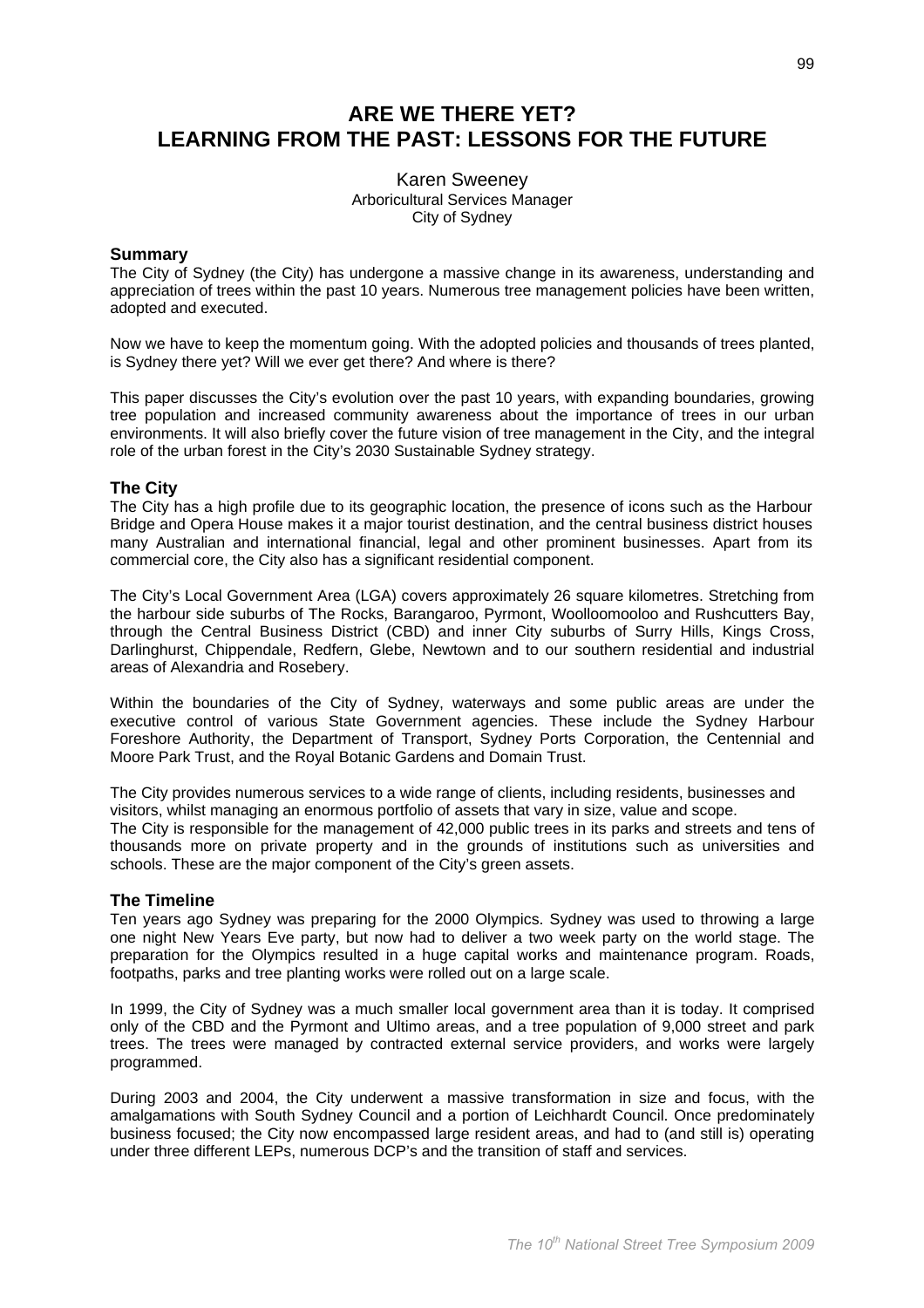# ARE WE THERE YET?
# LEARNING FROM THE PAST: LESSONS FOR THE FUTURE

Karen Sweeney
Arboricultural Services Manager
City of Sydney

## Summary

The City of Sydney (the City) has undergone a massive change in its awareness, understanding and appreciation of trees within the past 10 years. Numerous tree management policies have been written, adopted and executed.

Now we have to keep the momentum going. With the adopted policies and thousands of trees planted, is Sydney there yet? Will we ever get there? And where is there?

This paper discusses the City's evolution over the past 10 years, with expanding boundaries, growing tree population and increased community awareness about the importance of trees in our urban environments. It will also briefly cover the future vision of tree management in the City, and the integral role of the urban forest in the City's 2030 Sustainable Sydney strategy.

## The City

The City has a high profile due to its geographic location, the presence of icons such as the Harbour Bridge and Opera House makes it a major tourist destination, and the central business district houses many Australian and international financial, legal and other prominent businesses. Apart from its commercial core, the City also has a significant residential component.

The City's Local Government Area (LGA) covers approximately 26 square kilometres. Stretching from the harbour side suburbs of The Rocks, Barangaroo, Pyrmont, Woolloomooloo and Rushcutters Bay, through the Central Business District (CBD) and inner City suburbs of Surry Hills, Kings Cross, Darlinghurst, Chippendale, Redfern, Glebe, Newtown and to our southern residential and industrial areas of Alexandria and Rosebery.

Within the boundaries of the City of Sydney, waterways and some public areas are under the executive control of various State Government agencies. These include the Sydney Harbour Foreshore Authority, the Department of Transport, Sydney Ports Corporation, the Centennial and Moore Park Trust, and the Royal Botanic Gardens and Domain Trust.

The City provides numerous services to a wide range of clients, including residents, businesses and visitors, whilst managing an enormous portfolio of assets that vary in size, value and scope.
The City is responsible for the management of 42,000 public trees in its parks and streets and tens of thousands more on private property and in the grounds of institutions such as universities and schools. These are the major component of the City's green assets.

## The Timeline

Ten years ago Sydney was preparing for the 2000 Olympics. Sydney was used to throwing a large one night New Years Eve party, but now had to deliver a two week party on the world stage. The preparation for the Olympics resulted in a huge capital works and maintenance program. Roads, footpaths, parks and tree planting works were rolled out on a large scale.

In 1999, the City of Sydney was a much smaller local government area than it is today. It comprised only of the CBD and the Pyrmont and Ultimo areas, and a tree population of 9,000 street and park trees. The trees were managed by contracted external service providers, and works were largely programmed.

During 2003 and 2004, the City underwent a massive transformation in size and focus, with the amalgamations with South Sydney Council and a portion of Leichhardt Council. Once predominately business focused; the City now encompassed large resident areas, and had to (and still is) operating under three different LEPs, numerous DCP's and the transition of staff and services.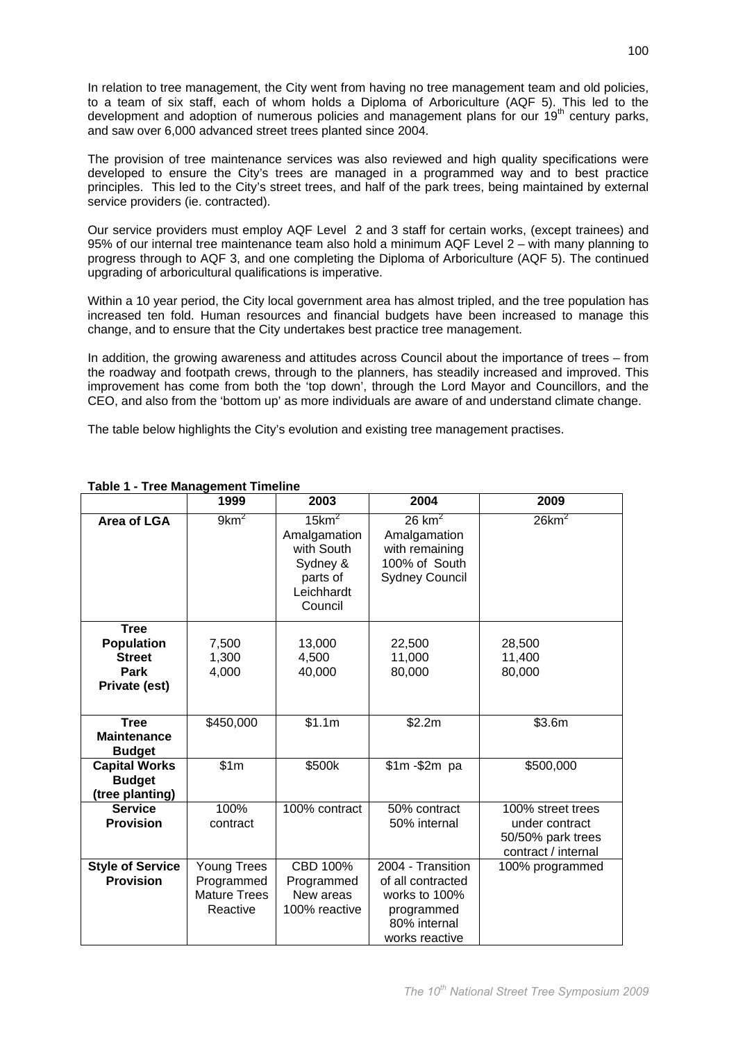In relation to tree management, the City went from having no tree management team and old policies, to a team of six staff, each of whom holds a Diploma of Arboriculture (AQF 5). This led to the development and adoption of numerous policies and management plans for our 19th century parks, and saw over 6,000 advanced street trees planted since 2004.

The provision of tree maintenance services was also reviewed and high quality specifications were developed to ensure the City's trees are managed in a programmed way and to best practice principles. This led to the City's street trees, and half of the park trees, being maintained by external service providers (ie. contracted).

Our service providers must employ AQF Level 2 and 3 staff for certain works, (except trainees) and 95% of our internal tree maintenance team also hold a minimum AQF Level 2 – with many planning to progress through to AQF 3, and one completing the Diploma of Arboriculture (AQF 5). The continued upgrading of arboricultural qualifications is imperative.

Within a 10 year period, the City local government area has almost tripled, and the tree population has increased ten fold. Human resources and financial budgets have been increased to manage this change, and to ensure that the City undertakes best practice tree management.

In addition, the growing awareness and attitudes across Council about the importance of trees – from the roadway and footpath crews, through to the planners, has steadily increased and improved. This improvement has come from both the 'top down', through the Lord Mayor and Councillors, and the CEO, and also from the 'bottom up' as more individuals are aware of and understand climate change.

The table below highlights the City's evolution and existing tree management practises.

**Table 1 - Tree Management Timeline**

| | 1999 | 2003 | 2004 | 2009 |
|---|---|---|---|---|
| **Area of LGA** | $9km^2$ | $15km^2$ Amalgamation with South Sydney & parts of Leichhardt Council | $26\ km^2$ Amalgamation with remaining 100% of South Sydney Council | $26km^2$ |
| **Tree Population** **Street** **Park** **Private (est)** | 7,500 1,300 4,000 | 13,000 4,500 40,000 | 22,500 11,000 80,000 | 28,500 11,400 80,000 |
| **Tree Maintenance Budget** | $450,000 | $1.1m | $2.2m | $3.6m |
| **Capital Works Budget (tree planting)** | $1m | $500k | $1m -$2m pa | $500,000 |
| **Service Provision** | 100% contract | 100% contract | 50% contract 50% internal | 100% street trees under contract 50/50% park trees contract / internal |
| **Style of Service Provision** | Young Trees Programmed Mature Trees Reactive | CBD 100% Programmed New areas 100% reactive | 2004 - Transition of all contracted works to 100% programmed 80% internal works reactive | 100% programmed |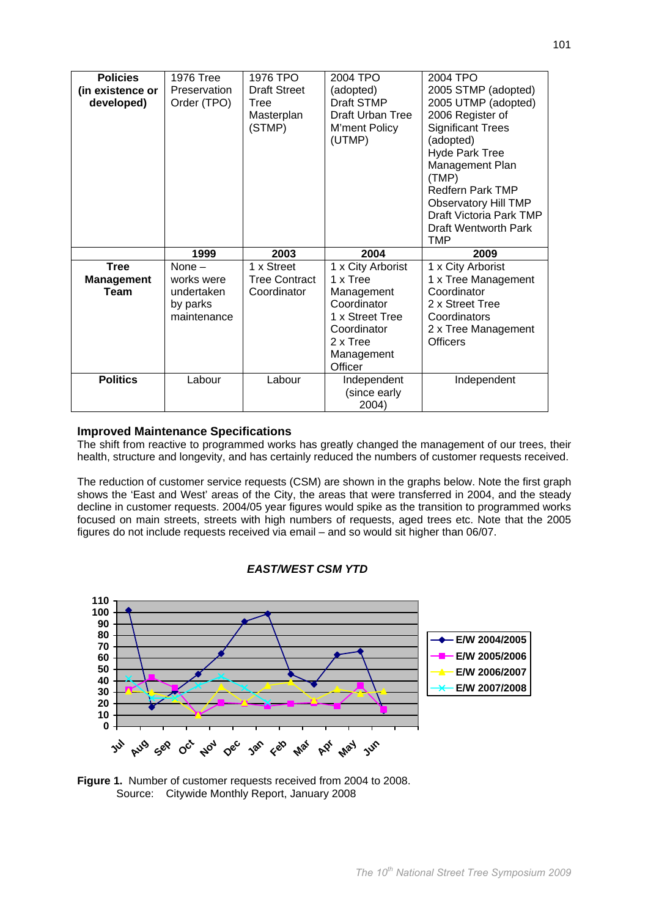| **Policies (in existence or developed)** | 1976 Tree Preservation Order (TPO) | 1976 TPO Draft Street Tree Masterplan (STMP) | 2004 TPO (adopted) Draft STMP Draft Urban Tree M'ment Policy (UTMP) | 2004 TPO 2005 STMP (adopted) 2005 UTMP (adopted) 2006 Register of Significant Trees (adopted) Hyde Park Tree Management Plan (TMP) Redfern Park TMP Observatory Hill TMP Draft Victoria Park TMP Draft Wentworth Park TMP |
|---|---|---|---|---|
| | **1999** | **2003** | **2004** | **2009** |
| **Tree Management Team** | None – works were undertaken by parks maintenance | 1 x Street Tree Contract Coordinator | 1 x City Arborist 1 x Tree Management Coordinator 1 x Street Tree Coordinator 2 x Tree Management Officer | 1 x City Arborist 1 x Tree Management Coordinator 2 x Street Tree Coordinators 2 x Tree Management Officers |
| **Politics** | Labour | Labour | Independent (since early 2004) | Independent |

### Improved Maintenance Specifications

The shift from reactive to programmed works has greatly changed the management of our trees, their health, structure and longevity, and has certainly reduced the numbers of customer requests received.

The reduction of customer service requests (CSM) are shown in the graphs below. Note the first graph shows the 'East and West' areas of the City, the areas that were transferred in 2004, and the steady decline in customer requests. 2004/05 year figures would spike as the transition to programmed works focused on main streets, streets with high numbers of requests, aged trees etc. Note that the 2005 figures do not include requests received via email – and so would sit higher than 06/07.

**Figure 1.** Number of customer requests received from 2004 to 2008.
Source: Citywide Monthly Report, January 2008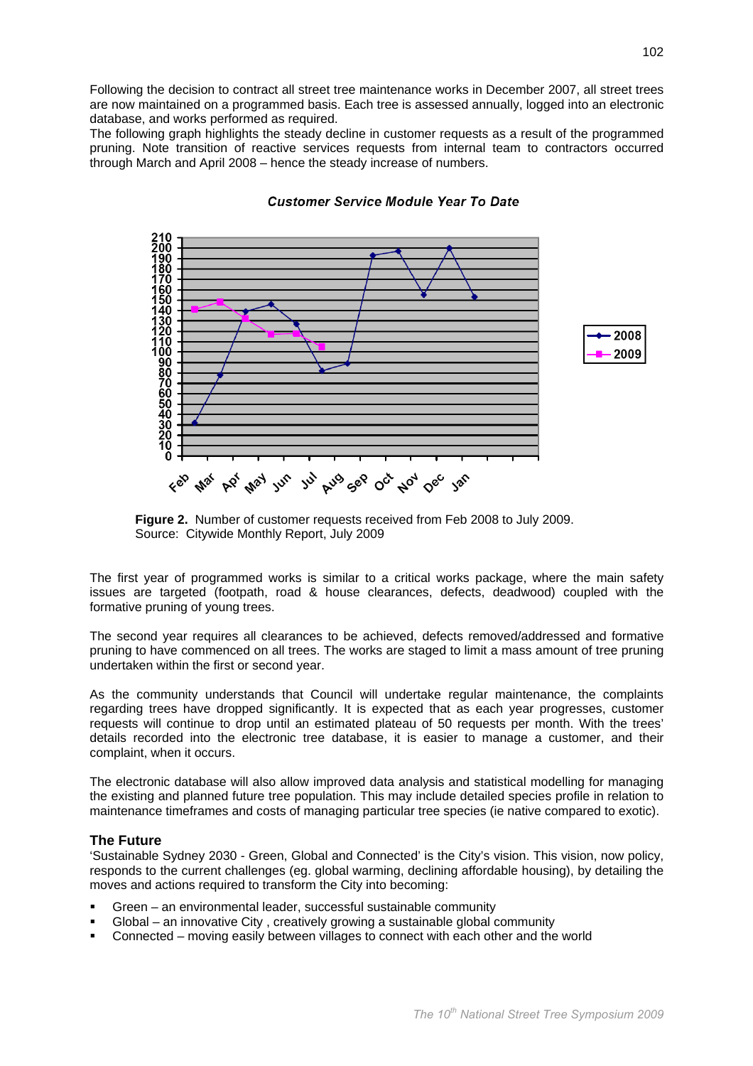Following the decision to contract all street tree maintenance works in December 2007, all street trees are now maintained on a programmed basis. Each tree is assessed annually, logged into an electronic database, and works performed as required.
The following graph highlights the steady decline in customer requests as a result of the programmed pruning. Note transition of reactive services requests from internal team to contractors occurred through March and April 2008 – hence the steady increase of numbers.

***Customer Service Module Year To Date***

**Figure 2.** Number of customer requests received from Feb 2008 to July 2009.
Source: Citywide Monthly Report, July 2009

The first year of programmed works is similar to a critical works package, where the main safety issues are targeted (footpath, road & house clearances, defects, deadwood) coupled with the formative pruning of young trees.

The second year requires all clearances to be achieved, defects removed/addressed and formative pruning to have commenced on all trees. The works are staged to limit a mass amount of tree pruning undertaken within the first or second year.

As the community understands that Council will undertake regular maintenance, the complaints regarding trees have dropped significantly. It is expected that as each year progresses, customer requests will continue to drop until an estimated plateau of 50 requests per month. With the trees' details recorded into the electronic tree database, it is easier to manage a customer, and their complaint, when it occurs.

The electronic database will also allow improved data analysis and statistical modelling for managing the existing and planned future tree population. This may include detailed species profile in relation to maintenance timeframes and costs of managing particular tree species (ie native compared to exotic).

## The Future

'Sustainable Sydney 2030 - Green, Global and Connected' is the City's vision. This vision, now policy, responds to the current challenges (eg. global warming, declining affordable housing), by detailing the moves and actions required to transform the City into becoming:

- Green – an environmental leader, successful sustainable community
- Global – an innovative City , creatively growing a sustainable global community
- Connected – moving easily between villages to connect with each other and the world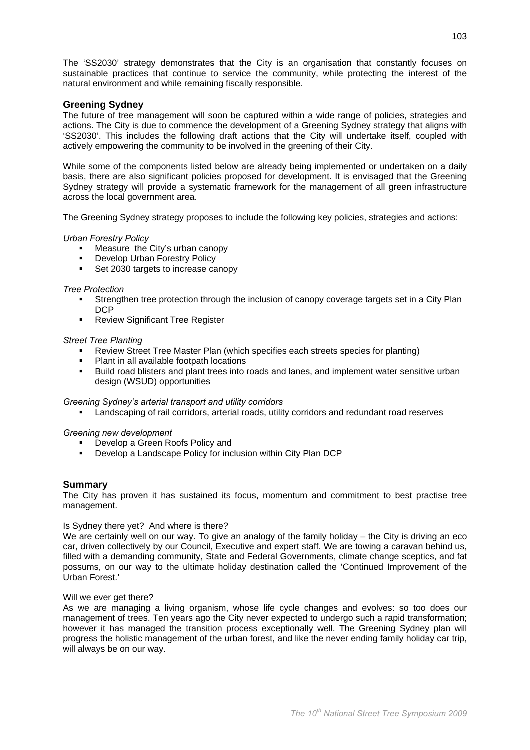The 'SS2030' strategy demonstrates that the City is an organisation that constantly focuses on sustainable practices that continue to service the community, while protecting the interest of the natural environment and while remaining fiscally responsible.

## Greening Sydney

The future of tree management will soon be captured within a wide range of policies, strategies and actions. The City is due to commence the development of a Greening Sydney strategy that aligns with 'SS2030'. This includes the following draft actions that the City will undertake itself, coupled with actively empowering the community to be involved in the greening of their City.

While some of the components listed below are already being implemented or undertaken on a daily basis, there are also significant policies proposed for development. It is envisaged that the Greening Sydney strategy will provide a systematic framework for the management of all green infrastructure across the local government area.

The Greening Sydney strategy proposes to include the following key policies, strategies and actions:

*Urban Forestry Policy*

- Measure the City's urban canopy
- Develop Urban Forestry Policy
- Set 2030 targets to increase canopy

*Tree Protection*

- Strengthen tree protection through the inclusion of canopy coverage targets set in a City Plan DCP
- Review Significant Tree Register

*Street Tree Planting*

- Review Street Tree Master Plan (which specifies each streets species for planting)
- Plant in all available footpath locations
- Build road blisters and plant trees into roads and lanes, and implement water sensitive urban design (WSUD) opportunities

*Greening Sydney's arterial transport and utility corridors*

- Landscaping of rail corridors, arterial roads, utility corridors and redundant road reserves

*Greening new development*

- Develop a Green Roofs Policy and
- Develop a Landscape Policy for inclusion within City Plan DCP

## Summary

The City has proven it has sustained its focus, momentum and commitment to best practise tree management.

Is Sydney there yet? And where is there?

We are certainly well on our way. To give an analogy of the family holiday – the City is driving an eco car, driven collectively by our Council, Executive and expert staff. We are towing a caravan behind us, filled with a demanding community, State and Federal Governments, climate change sceptics, and fat possums, on our way to the ultimate holiday destination called the 'Continued Improvement of the Urban Forest.'

Will we ever get there?

As we are managing a living organism, whose life cycle changes and evolves: so too does our management of trees. Ten years ago the City never expected to undergo such a rapid transformation; however it has managed the transition process exceptionally well. The Greening Sydney plan will progress the holistic management of the urban forest, and like the never ending family holiday car trip, will always be on our way.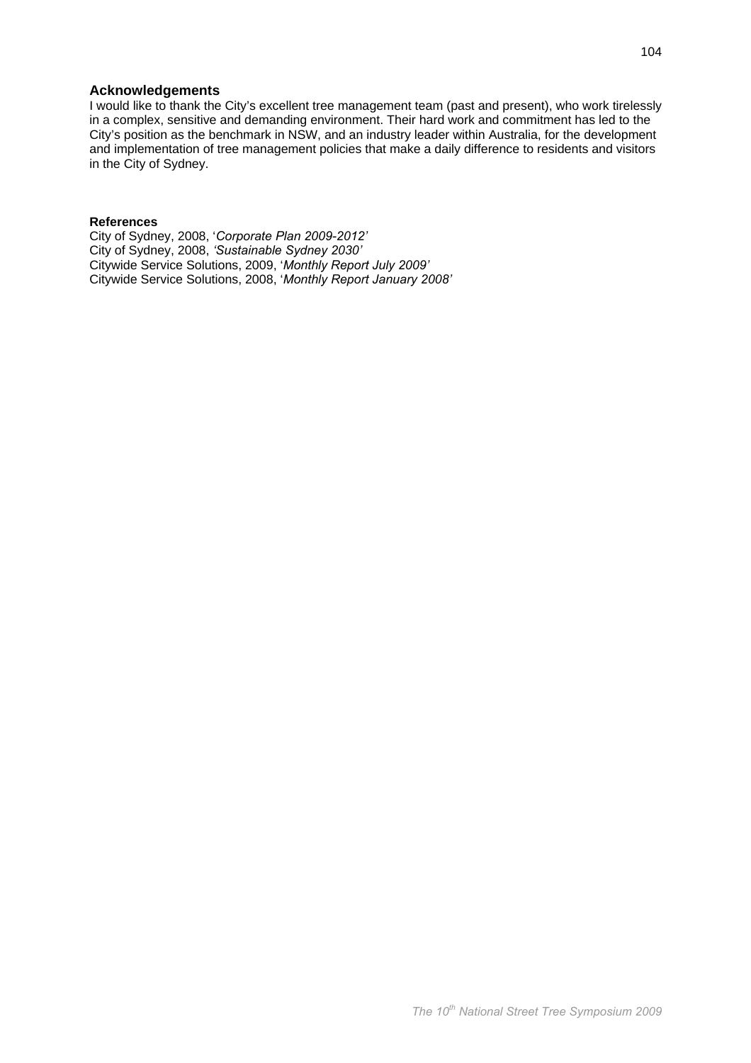## Acknowledgements

I would like to thank the City's excellent tree management team (past and present), who work tirelessly in a complex, sensitive and demanding environment. Their hard work and commitment has led to the City's position as the benchmark in NSW, and an industry leader within Australia, for the development and implementation of tree management policies that make a daily difference to residents and visitors in the City of Sydney.

**References**

City of Sydney, 2008, '*Corporate Plan 2009-2012'*
City of Sydney, 2008, *'Sustainable Sydney 2030'*
Citywide Service Solutions, 2009, '*Monthly Report July 2009'*
Citywide Service Solutions, 2008, '*Monthly Report January 2008'*